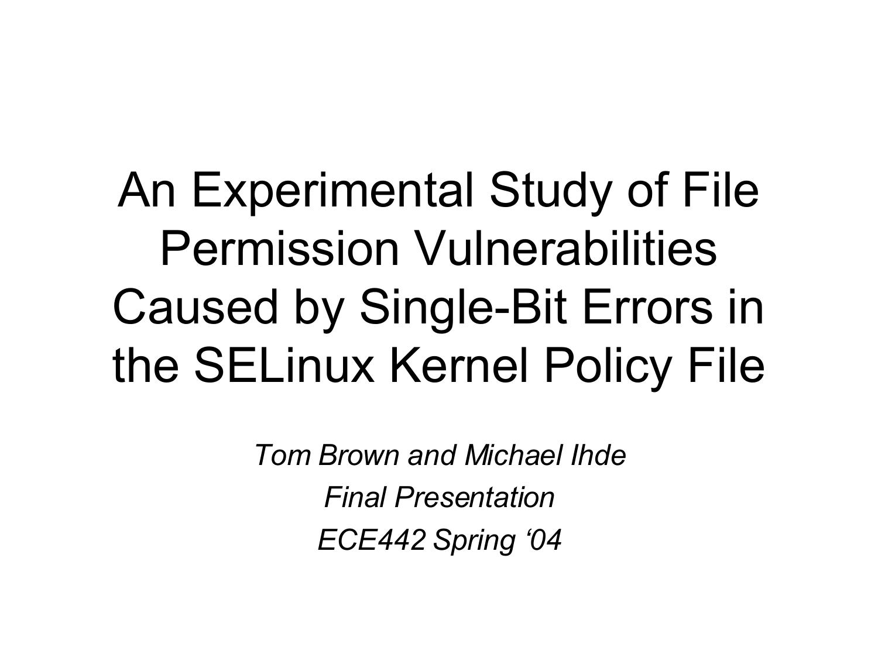# An Experimental Study of File Permission Vulnerabilities Caused by Single-Bit Errors in the SELinux Kernel Policy File

*Tom Brown and Michael Ihde*

*Final Presentation*

*ECE442 Spring '04*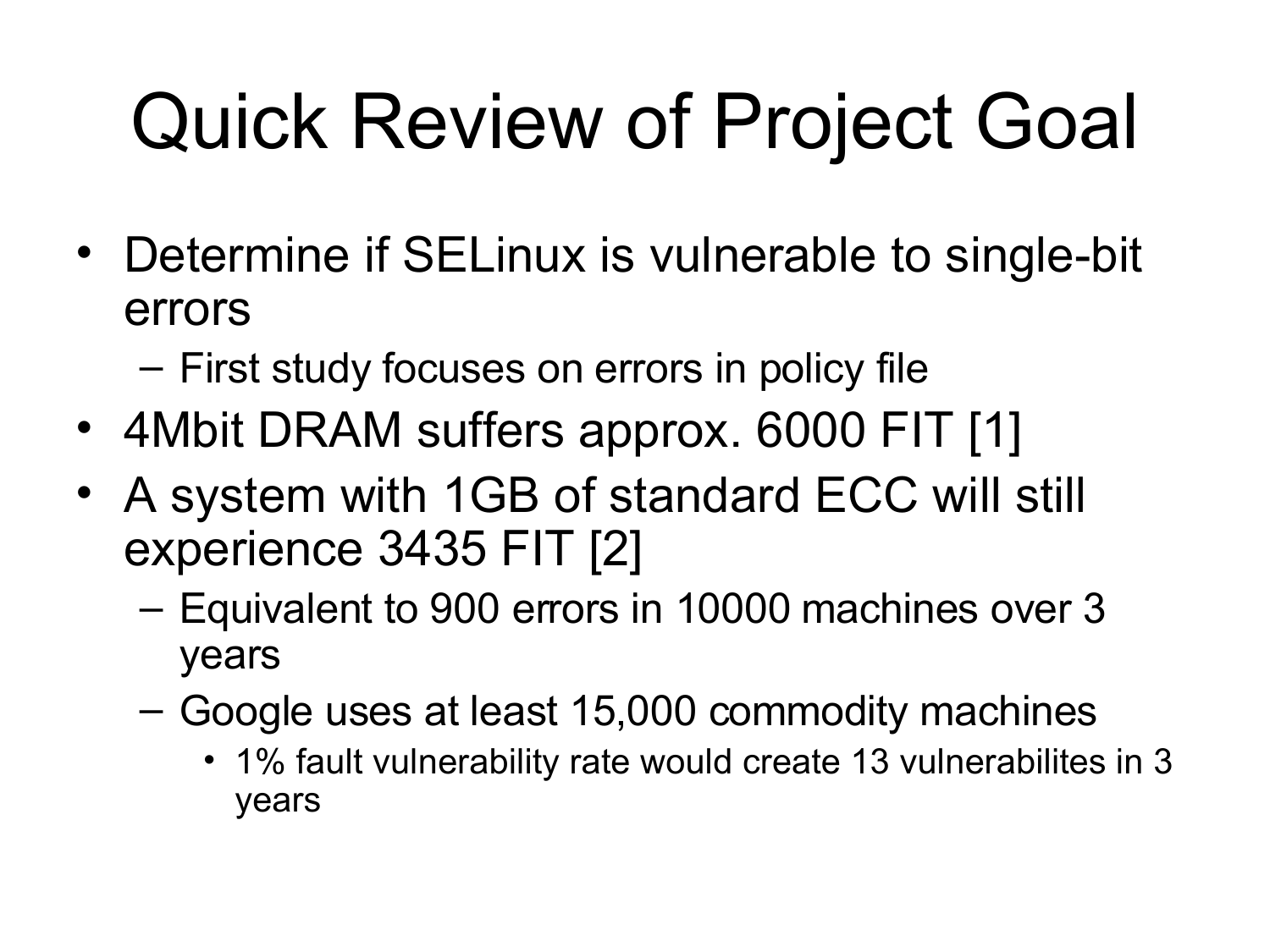# Quick Review of Project Goal

- Determine if SELinux is vulnerable to single-bit errors
  - First study focuses on errors in policy file
- 4Mbit DRAM suffers approx. 6000 FIT [1]
- A system with 1GB of standard ECC will still experience 3435 FIT [2]
  - Equivalent to 900 errors in 10000 machines over 3 years
  - Google uses at least 15,000 commodity machines
    - 1% fault vulnerability rate would create 13 vulnerabilites in 3 years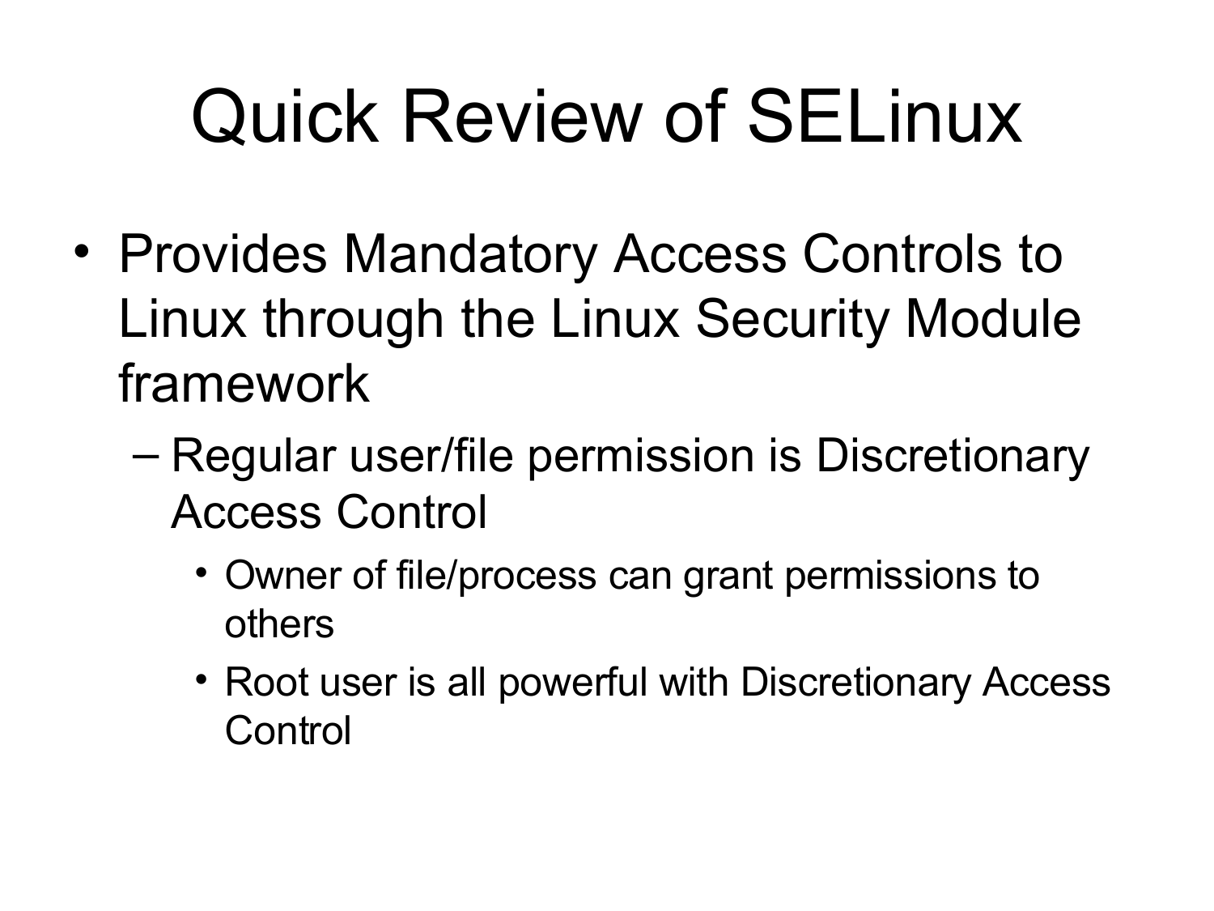# Quick Review of SELinux

- Provides Mandatory Access Controls to Linux through the Linux Security Module framework
  - Regular user/file permission is Discretionary Access Control
    - Owner of file/process can grant permissions to others
    - Root user is all powerful with Discretionary Access Control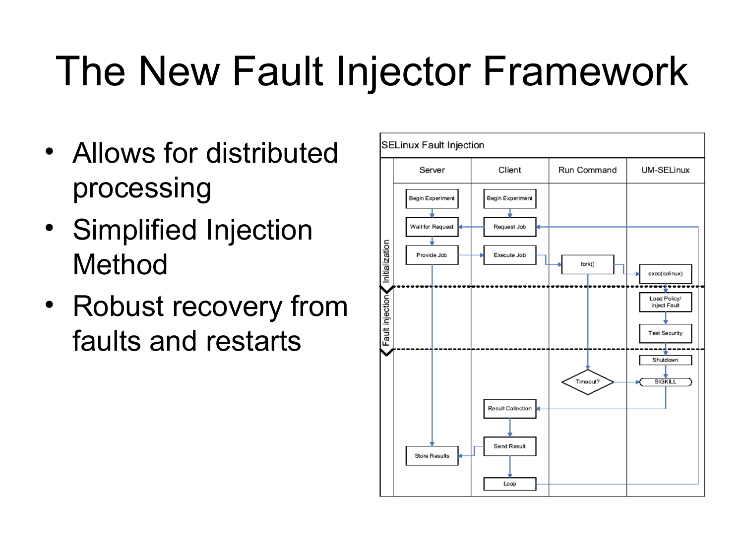# The New Fault Injector Framework

- Allows for distributed processing
- Simplified Injection Method
- Robust recovery from faults and restarts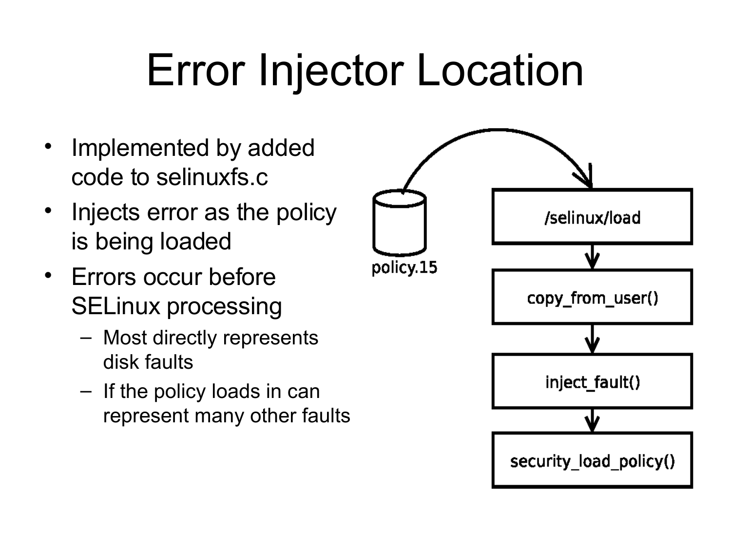# Error Injector Location

- Implemented by added code to selinuxfs.c
- Injects error as the policy is being loaded
- Errors occur before SELinux processing
  - Most directly represents disk faults
  - If the policy loads in can represent many other faults

policy.15

/selinux/load

copy_from_user()

inject_fault()

security_load_policy()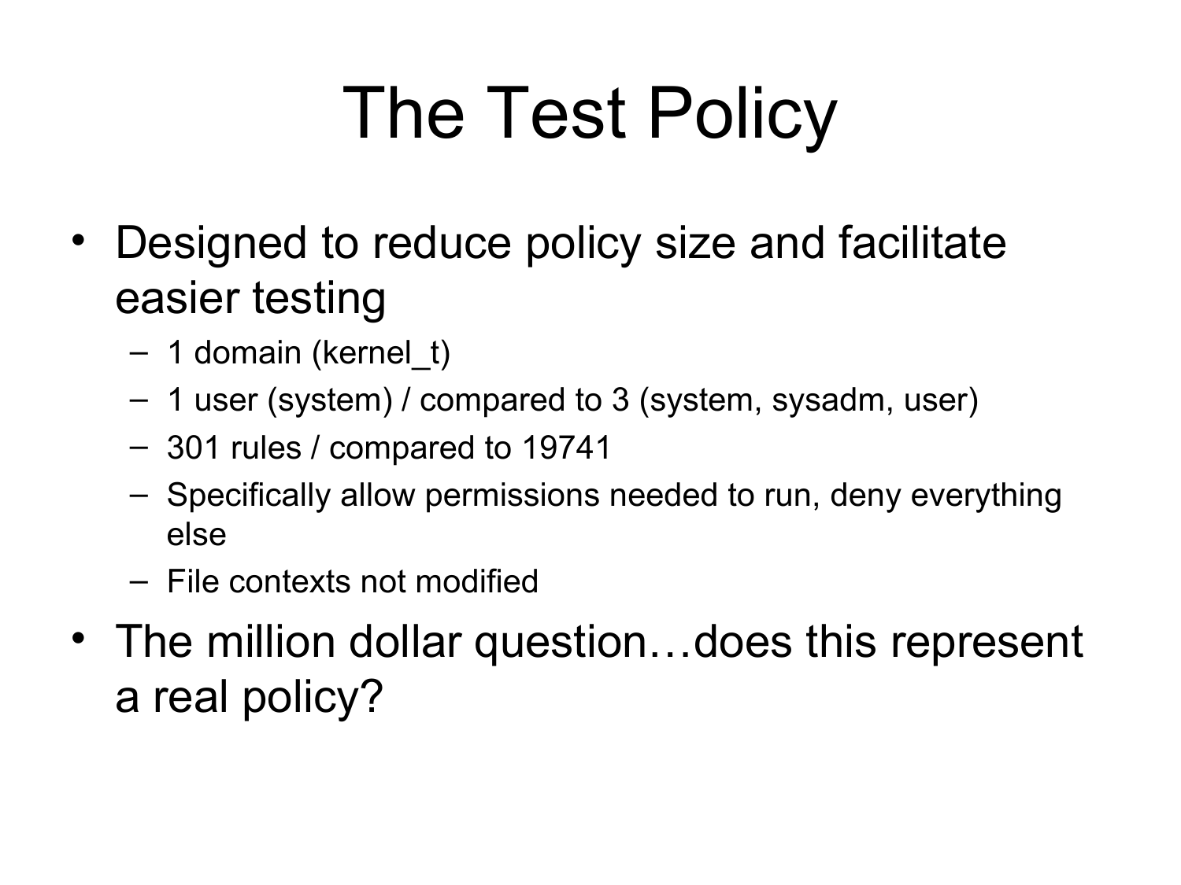# The Test Policy

- Designed to reduce policy size and facilitate easier testing
  - 1 domain (kernel_t)
  - 1 user (system) / compared to 3 (system, sysadm, user)
  - 301 rules / compared to 19741
  - Specifically allow permissions needed to run, deny everything else
  - File contexts not modified
- The million dollar question…does this represent a real policy?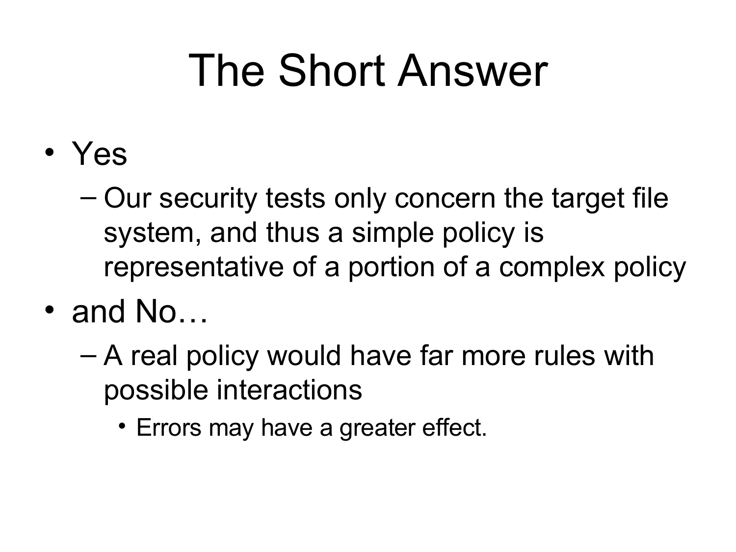# The Short Answer

- Yes
  - Our security tests only concern the target file system, and thus a simple policy is representative of a portion of a complex policy
- and No…
  - A real policy would have far more rules with possible interactions
    - Errors may have a greater effect.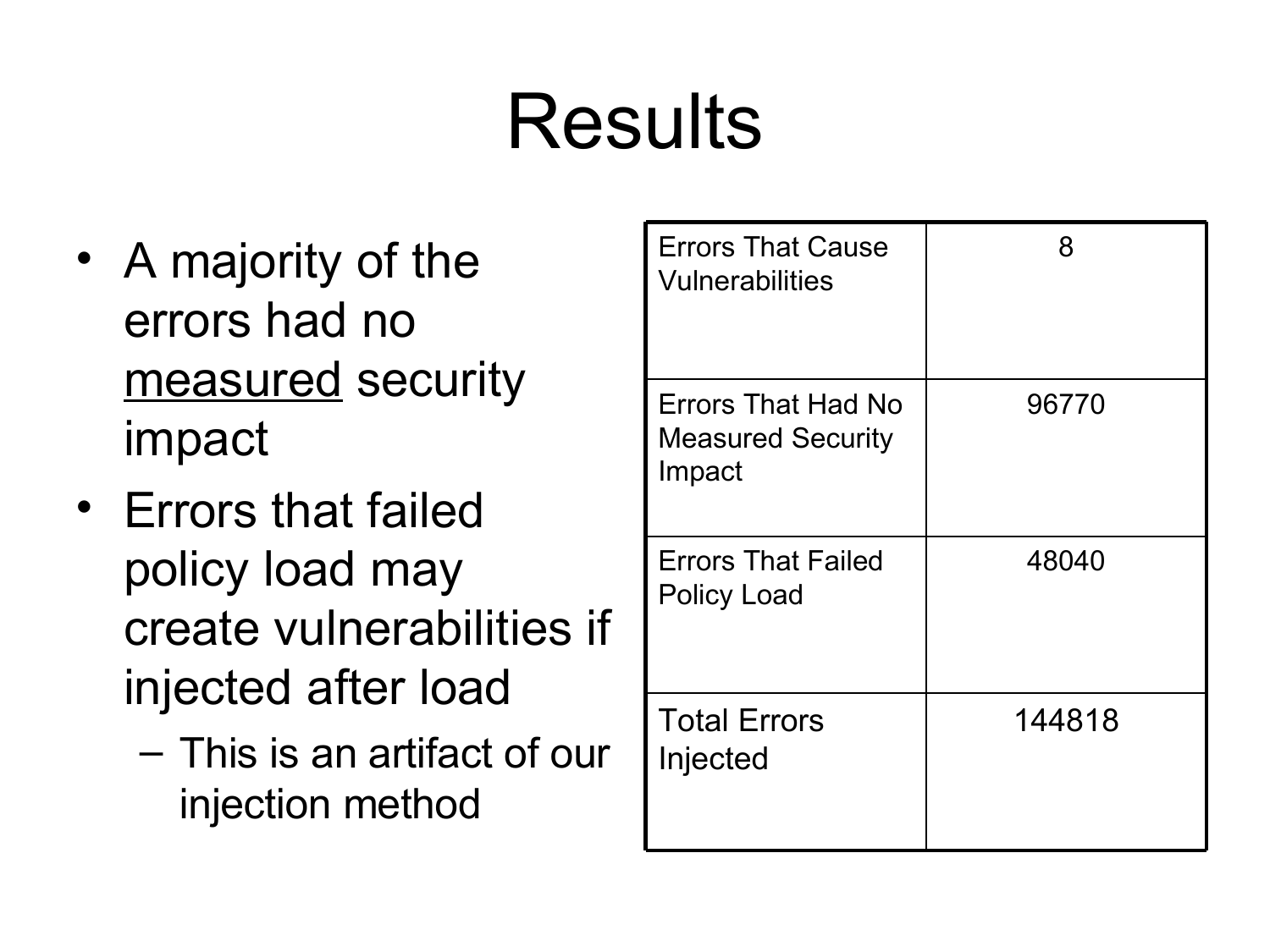# Results

- A majority of the errors had no <u>measured</u> security impact
- Errors that failed policy load may create vulnerabilities if injected after load
  - This is an artifact of our injection method

| | |
|---|---|
| Errors That Cause Vulnerabilities | 8 |
| Errors That Had No Measured Security Impact | 96770 |
| Errors That Failed Policy Load | 48040 |
| Total Errors Injected | 144818 |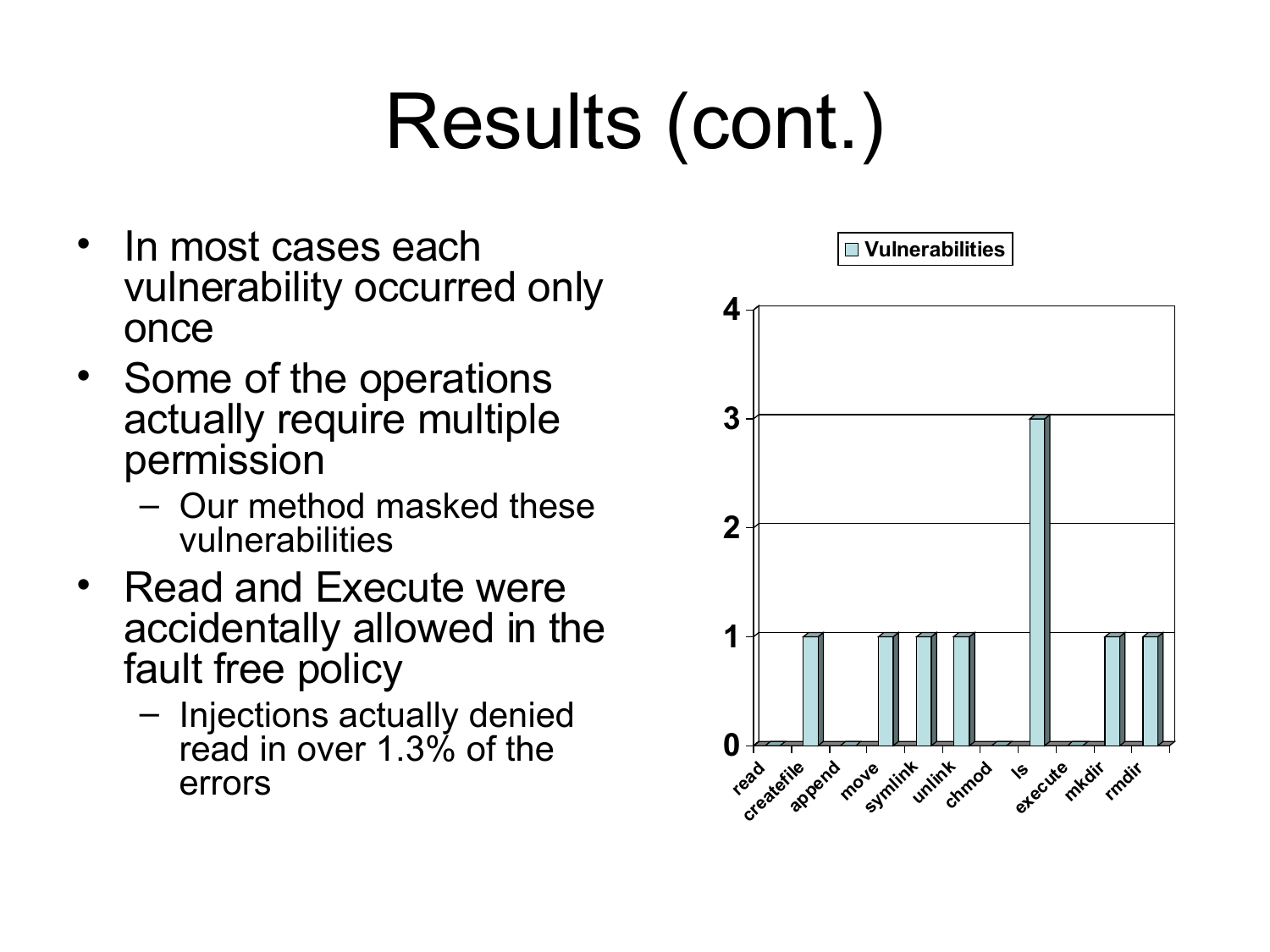# Results (cont.)

- In most cases each vulnerability occurred only once
- Some of the operations actually require multiple permission
  - Our method masked these vulnerabilities
- Read and Execute were accidentally allowed in the fault free policy
  - Injections actually denied read in over 1.3% of the errors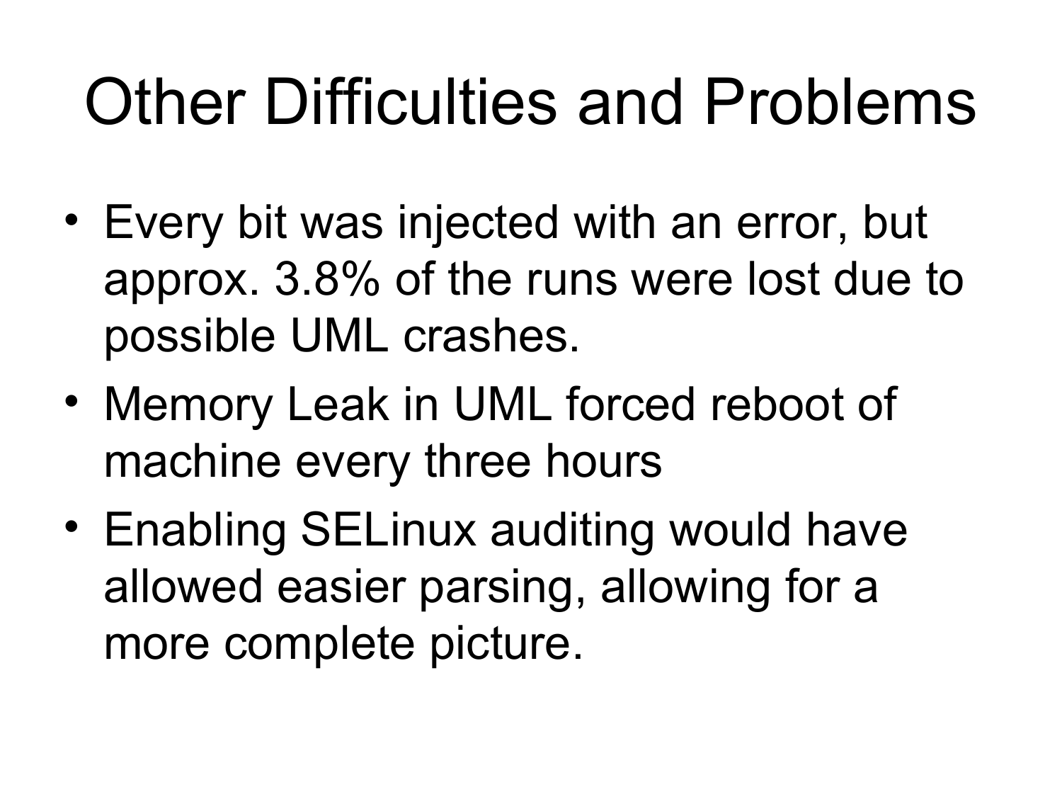# Other Difficulties and Problems

- Every bit was injected with an error, but approx. 3.8% of the runs were lost due to possible UML crashes.
- Memory Leak in UML forced reboot of machine every three hours
- Enabling SELinux auditing would have allowed easier parsing, allowing for a more complete picture.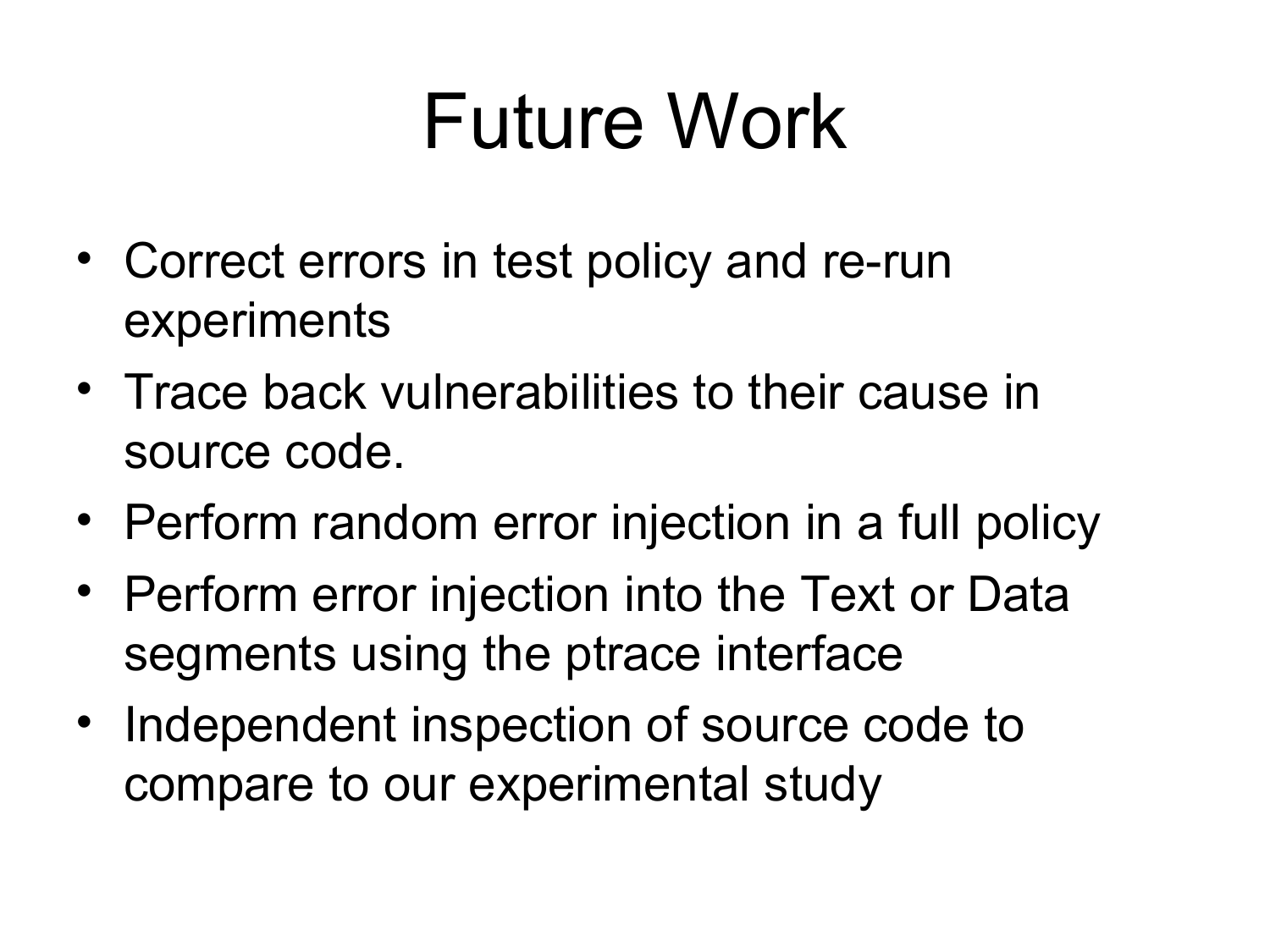# Future Work

- Correct errors in test policy and re-run experiments
- Trace back vulnerabilities to their cause in source code.
- Perform random error injection in a full policy
- Perform error injection into the Text or Data segments using the ptrace interface
- Independent inspection of source code to compare to our experimental study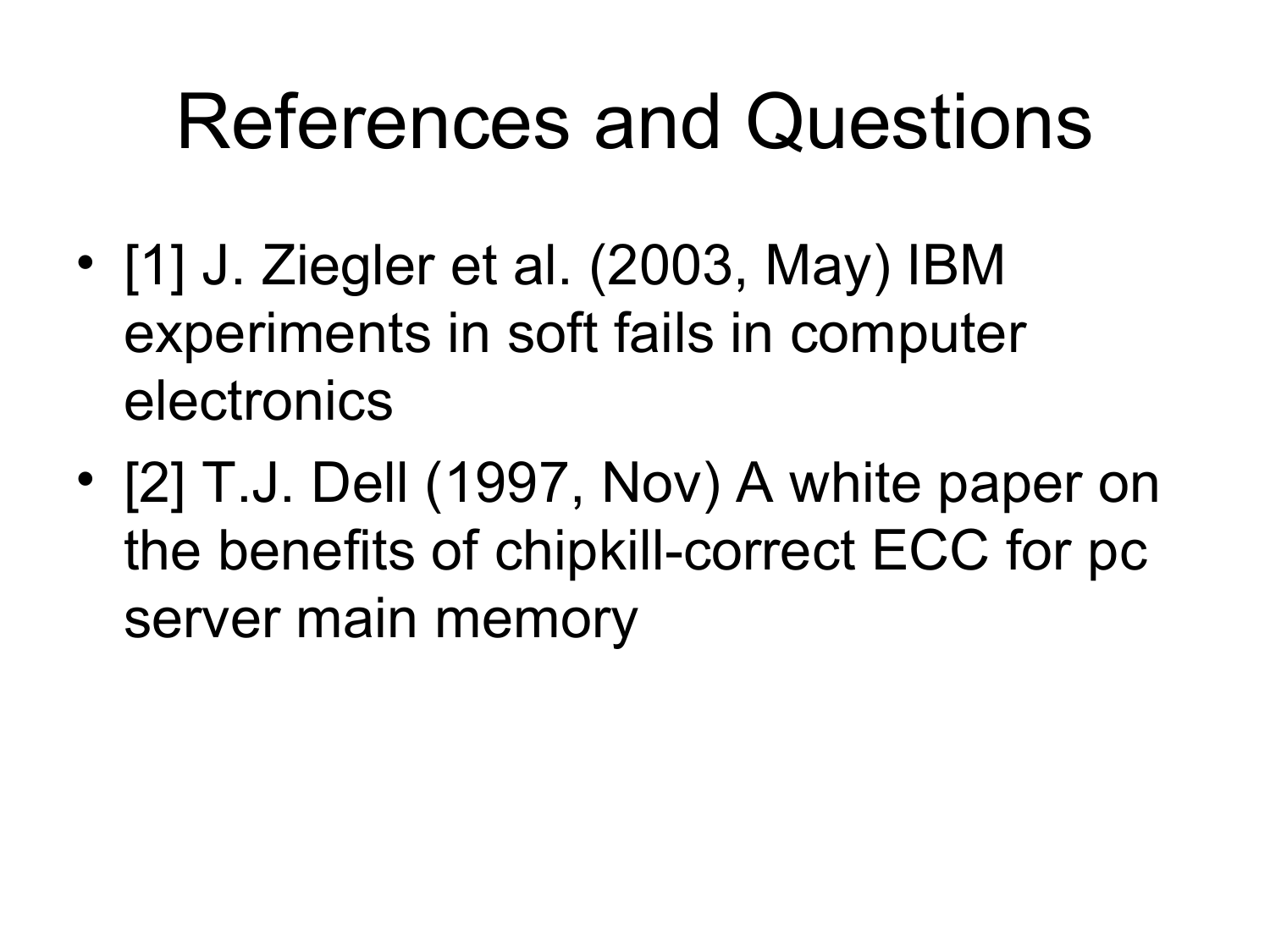# References and Questions

- [1] J. Ziegler et al. (2003, May) IBM experiments in soft fails in computer electronics
- [2] T.J. Dell (1997, Nov) A white paper on the benefits of chipkill-correct ECC for pc server main memory